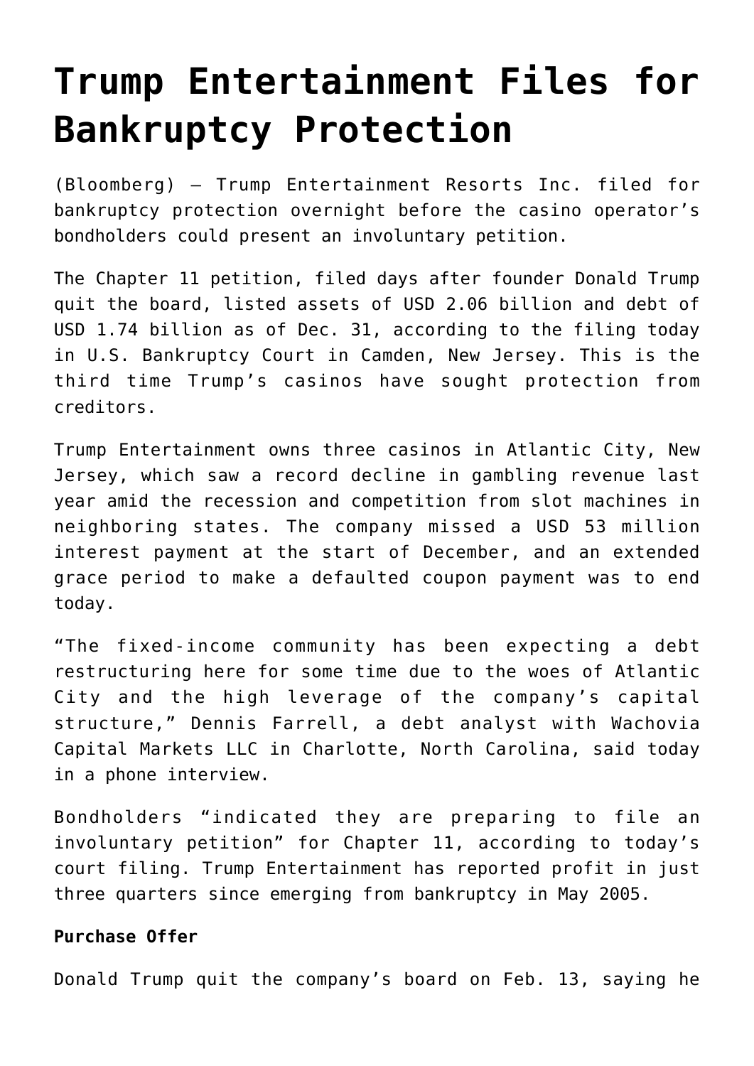# Trump Entertainment Files for Bankruptcy Protection

(Bloomberg) — Trump Entertainment Resorts Inc. filed for bankruptcy protection overnight before the casino operator's bondholders could present an involuntary petition.

The Chapter 11 petition, filed days after founder Donald Trump quit the board, listed assets of USD 2.06 billion and debt of USD 1.74 billion as of Dec. 31, according to the filing today in U.S. Bankruptcy Court in Camden, New Jersey. This is the third time Trump's casinos have sought protection from creditors.

Trump Entertainment owns three casinos in Atlantic City, New Jersey, which saw a record decline in gambling revenue last year amid the recession and competition from slot machines in neighboring states. The company missed a USD 53 million interest payment at the start of December, and an extended grace period to make a defaulted coupon payment was to end today.

"The fixed-income community has been expecting a debt restructuring here for some time due to the woes of Atlantic City and the high leverage of the company's capital structure," Dennis Farrell, a debt analyst with Wachovia Capital Markets LLC in Charlotte, North Carolina, said today in a phone interview.

Bondholders "indicated they are preparing to file an involuntary petition" for Chapter 11, according to today's court filing. Trump Entertainment has reported profit in just three quarters since emerging from bankruptcy in May 2005.

**Purchase Offer**

Donald Trump quit the company's board on Feb. 13, saying he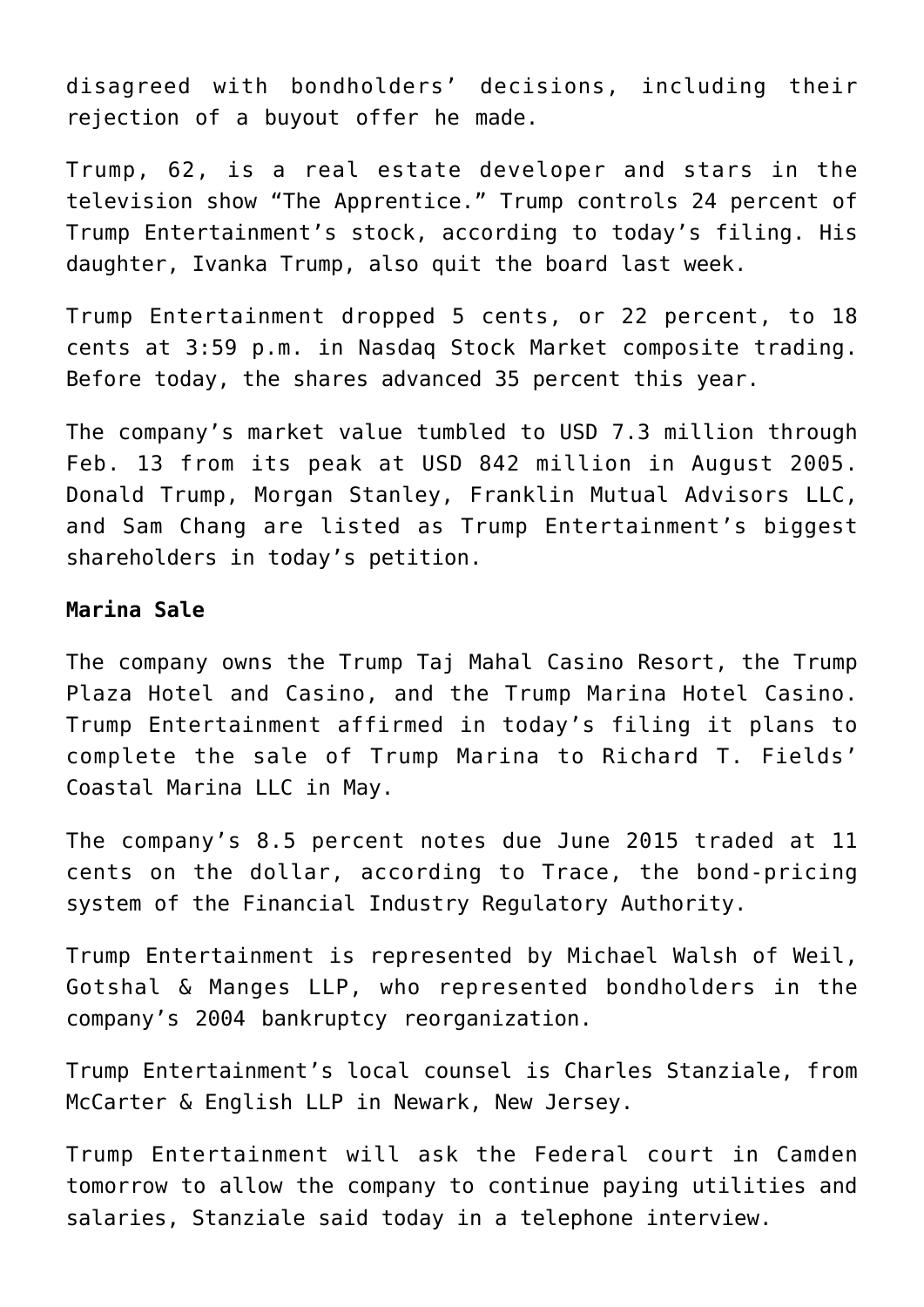disagreed with bondholders' decisions, including their rejection of a buyout offer he made.

Trump, 62, is a real estate developer and stars in the television show "The Apprentice." Trump controls 24 percent of Trump Entertainment's stock, according to today's filing. His daughter, Ivanka Trump, also quit the board last week.

Trump Entertainment dropped 5 cents, or 22 percent, to 18 cents at 3:59 p.m. in Nasdaq Stock Market composite trading. Before today, the shares advanced 35 percent this year.

The company's market value tumbled to USD 7.3 million through Feb. 13 from its peak at USD 842 million in August 2005. Donald Trump, Morgan Stanley, Franklin Mutual Advisors LLC, and Sam Chang are listed as Trump Entertainment's biggest shareholders in today's petition.

**Marina Sale**

The company owns the Trump Taj Mahal Casino Resort, the Trump Plaza Hotel and Casino, and the Trump Marina Hotel Casino. Trump Entertainment affirmed in today's filing it plans to complete the sale of Trump Marina to Richard T. Fields' Coastal Marina LLC in May.

The company's 8.5 percent notes due June 2015 traded at 11 cents on the dollar, according to Trace, the bond-pricing system of the Financial Industry Regulatory Authority.

Trump Entertainment is represented by Michael Walsh of Weil, Gotshal & Manges LLP, who represented bondholders in the company's 2004 bankruptcy reorganization.

Trump Entertainment's local counsel is Charles Stanziale, from McCarter & English LLP in Newark, New Jersey.

Trump Entertainment will ask the Federal court in Camden tomorrow to allow the company to continue paying utilities and salaries, Stanziale said today in a telephone interview.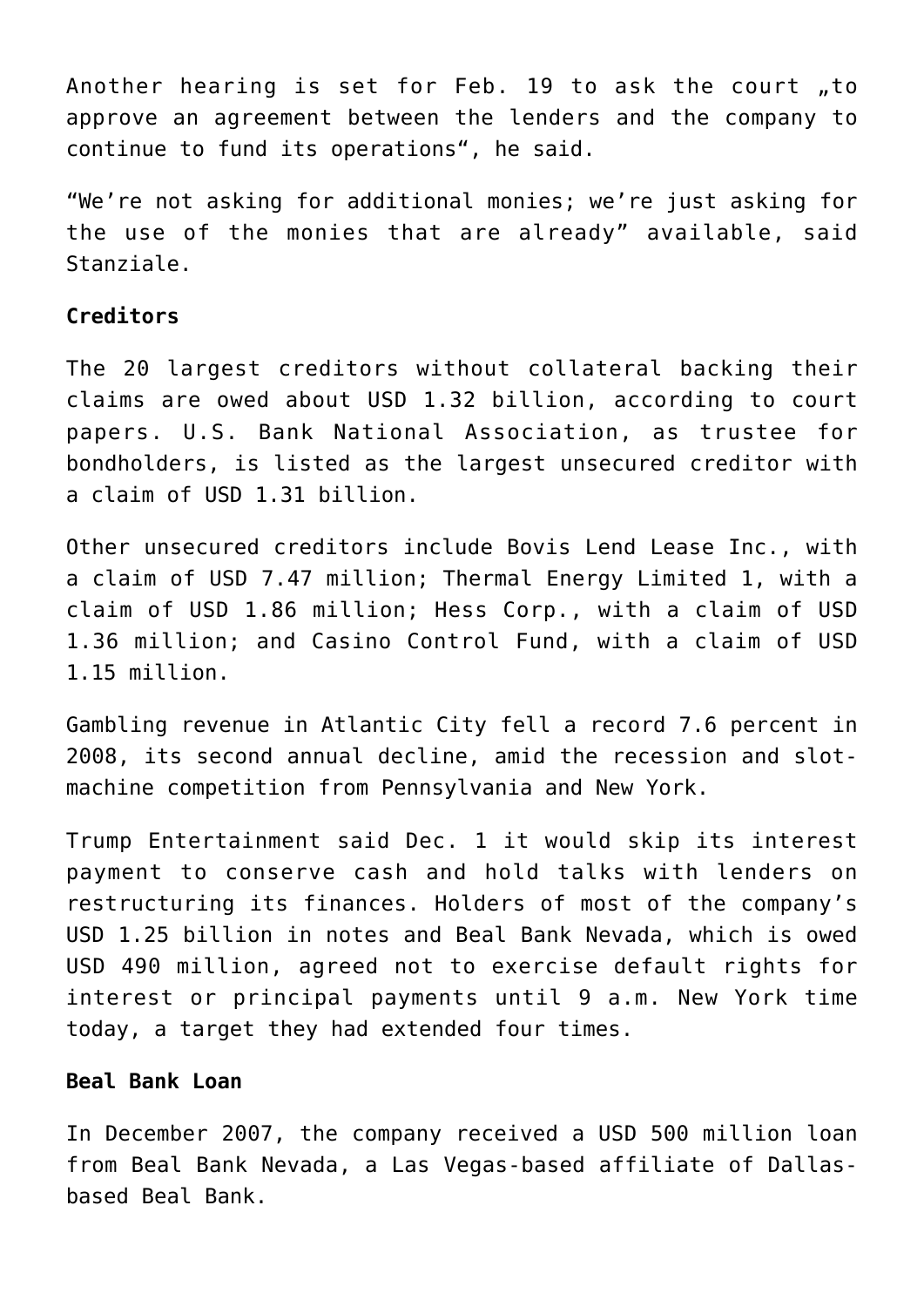Another hearing is set for Feb. 19 to ask the court „to approve an agreement between the lenders and the company to continue to fund its operations", he said.

"We're not asking for additional monies; we're just asking for the use of the monies that are already" available, said Stanziale.

**Creditors**

The 20 largest creditors without collateral backing their claims are owed about USD 1.32 billion, according to court papers. U.S. Bank National Association, as trustee for bondholders, is listed as the largest unsecured creditor with a claim of USD 1.31 billion.

Other unsecured creditors include Bovis Lend Lease Inc., with a claim of USD 7.47 million; Thermal Energy Limited 1, with a claim of USD 1.86 million; Hess Corp., with a claim of USD 1.36 million; and Casino Control Fund, with a claim of USD 1.15 million.

Gambling revenue in Atlantic City fell a record 7.6 percent in 2008, its second annual decline, amid the recession and slot-machine competition from Pennsylvania and New York.

Trump Entertainment said Dec. 1 it would skip its interest payment to conserve cash and hold talks with lenders on restructuring its finances. Holders of most of the company's USD 1.25 billion in notes and Beal Bank Nevada, which is owed USD 490 million, agreed not to exercise default rights for interest or principal payments until 9 a.m. New York time today, a target they had extended four times.

**Beal Bank Loan**

In December 2007, the company received a USD 500 million loan from Beal Bank Nevada, a Las Vegas-based affiliate of Dallas-based Beal Bank.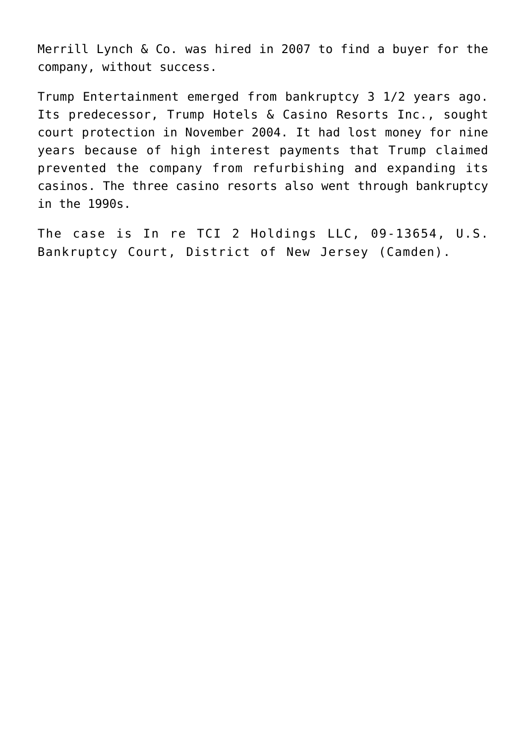Merrill Lynch & Co. was hired in 2007 to find a buyer for the company, without success.

Trump Entertainment emerged from bankruptcy 3 1/2 years ago. Its predecessor, Trump Hotels & Casino Resorts Inc., sought court protection in November 2004. It had lost money for nine years because of high interest payments that Trump claimed prevented the company from refurbishing and expanding its casinos. The three casino resorts also went through bankruptcy in the 1990s.

The case is In re TCI 2 Holdings LLC, 09-13654, U.S. Bankruptcy Court, District of New Jersey (Camden).